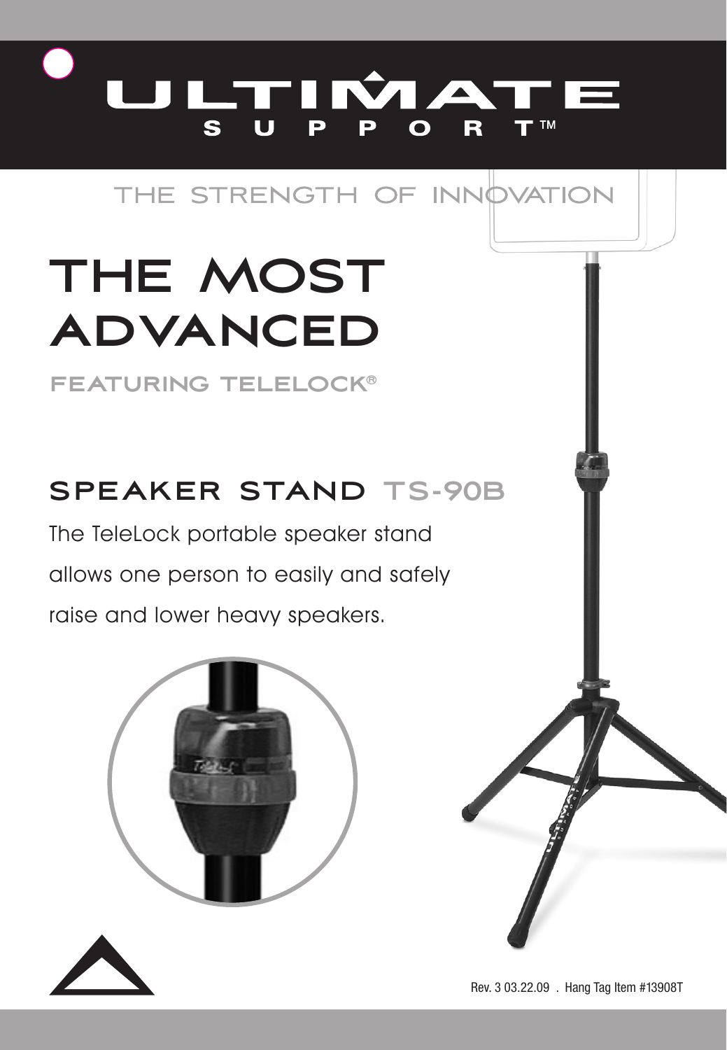# ULTIMATE SUPPORT™

THE STRENGTH OF INNOVATION

# THE MOST ADVANCED

**FEATURING TELELOCK®**

## SPEAKER STAND TS-90B

The TeleLock portable speaker stand allows one person to easily and safely raise and lower heavy speakers.

Rev. 3 03.22.09 . Hang Tag Item #13908T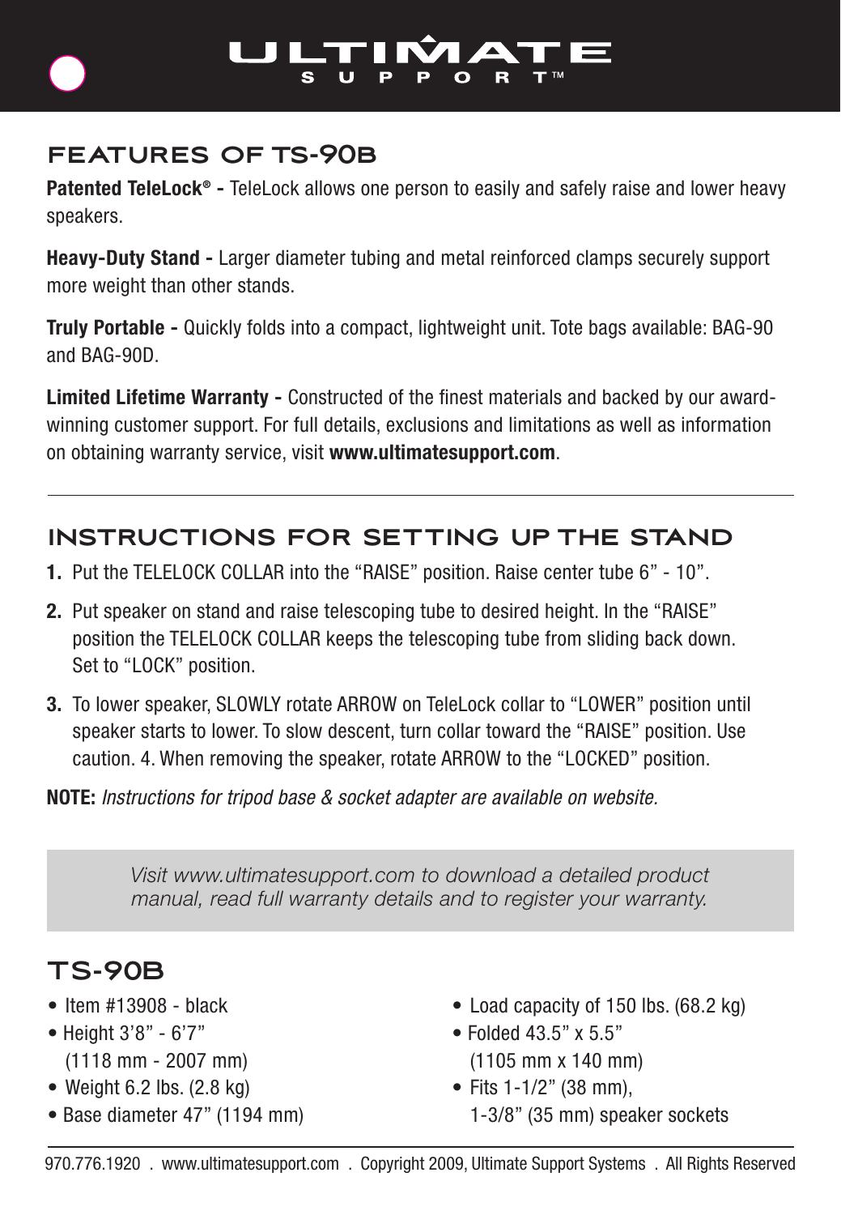# ULTIMATE SUPPORT™

## FEATURES OF TS-90B

**Patented TeleLock® -** TeleLock allows one person to easily and safely raise and lower heavy speakers.

**Heavy-Duty Stand -** Larger diameter tubing and metal reinforced clamps securely support more weight than other stands.

**Truly Portable -** Quickly folds into a compact, lightweight unit. Tote bags available: BAG-90 and BAG-90D.

**Limited Lifetime Warranty -** Constructed of the finest materials and backed by our award-winning customer support. For full details, exclusions and limitations as well as information on obtaining warranty service, visit **www.ultimatesupport.com**.

---

## INSTRUCTIONS FOR SETTING UP THE STAND

1. Put the TELELOCK COLLAR into the “RAISE” position. Raise center tube 6” - 10”.
2. Put speaker on stand and raise telescoping tube to desired height. In the “RAISE” position the TELELOCK COLLAR keeps the telescoping tube from sliding back down. Set to “LOCK” position.
3. To lower speaker, SLOWLY rotate ARROW on TeleLock collar to “LOWER” position until speaker starts to lower. To slow descent, turn collar toward the “RAISE” position. Use caution. 4. When removing the speaker, rotate ARROW to the “LOCKED” position.

**NOTE:** *Instructions for tripod base & socket adapter are available on website.*

*Visit www.ultimatesupport.com to download a detailed product manual, read full warranty details and to register your warranty.*

## TS-90B

- Item #13908 - black
- Height 3’8” - 6’7” (1118 mm - 2007 mm)
- Weight 6.2 lbs. (2.8 kg)
- Base diameter 47” (1194 mm)
- Load capacity of 150 lbs. (68.2 kg)
- Folded 43.5” x 5.5” (1105 mm x 140 mm)
- Fits 1-1/2” (38 mm), 1-3/8” (35 mm) speaker sockets

970.776.1920 . www.ultimatesupport.com . Copyright 2009, Ultimate Support Systems . All Rights Reserved